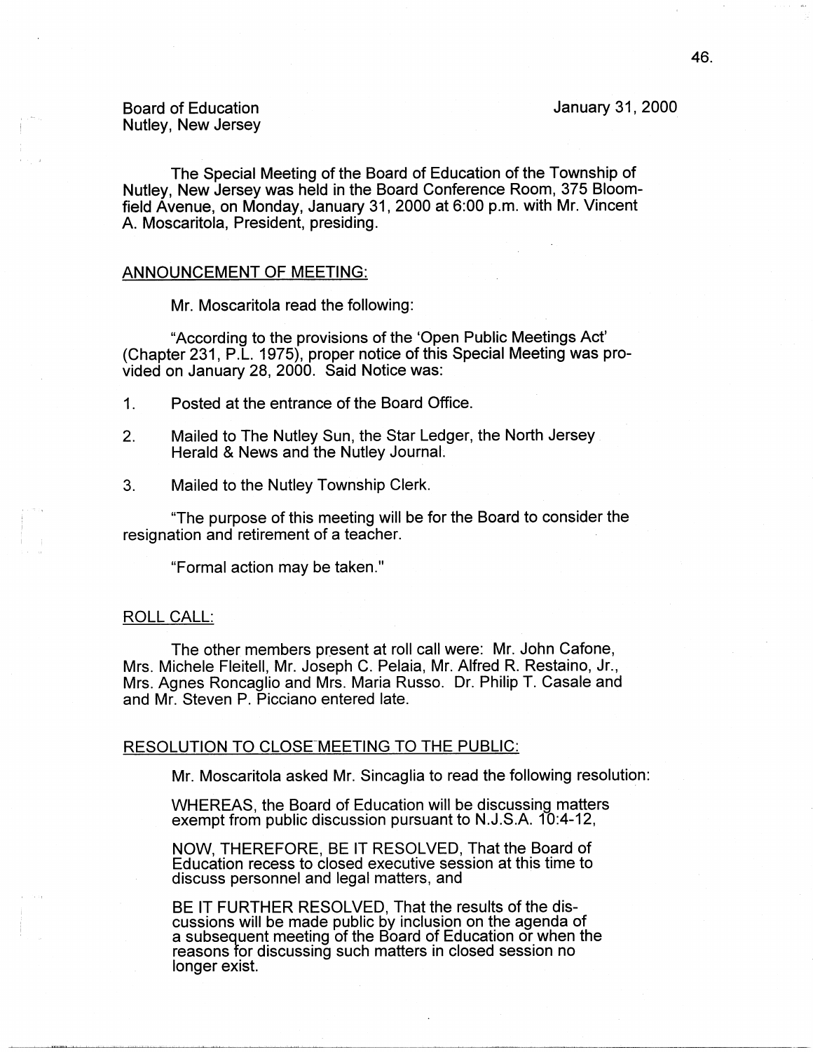Board of Education
Nutley, New Jersey

January 31, 2000

The Special Meeting of the Board of Education of the Township of Nutley, New Jersey was held in the Board Conference Room, 375 Bloomfield Avenue, on Monday, January 31, 2000 at 6:00 p.m. with Mr. Vincent A. Moscaritola, President, presiding.

## ANNOUNCEMENT OF MEETING:

Mr. Moscaritola read the following:

"According to the provisions of the 'Open Public Meetings Act' (Chapter 231, P.L. 1975), proper notice of this Special Meeting was provided on January 28, 2000. Said Notice was:

1. Posted at the entrance of the Board Office.
2. Mailed to The Nutley Sun, the Star Ledger, the North Jersey Herald & News and the Nutley Journal.
3. Mailed to the Nutley Township Clerk.

"The purpose of this meeting will be for the Board to consider the resignation and retirement of a teacher.

"Formal action may be taken."

## ROLL CALL:

The other members present at roll call were: Mr. John Cafone, Mrs. Michele Fleitell, Mr. Joseph C. Pelaia, Mr. Alfred R. Restaino, Jr., Mrs. Agnes Roncaglio and Mrs. Maria Russo. Dr. Philip T. Casale and and Mr. Steven P. Picciano entered late.

## RESOLUTION TO CLOSE MEETING TO THE PUBLIC:

Mr. Moscaritola asked Mr. Sincaglia to read the following resolution:

WHEREAS, the Board of Education will be discussing matters exempt from public discussion pursuant to N.J.S.A. 10:4-12,

NOW, THEREFORE, BE IT RESOLVED, That the Board of Education recess to closed executive session at this time to discuss personnel and legal matters, and

BE IT FURTHER RESOLVED, That the results of the discussions will be made public by inclusion on the agenda of a subsequent meeting of the Board of Education or when the reasons for discussing such matters in closed session no longer exist.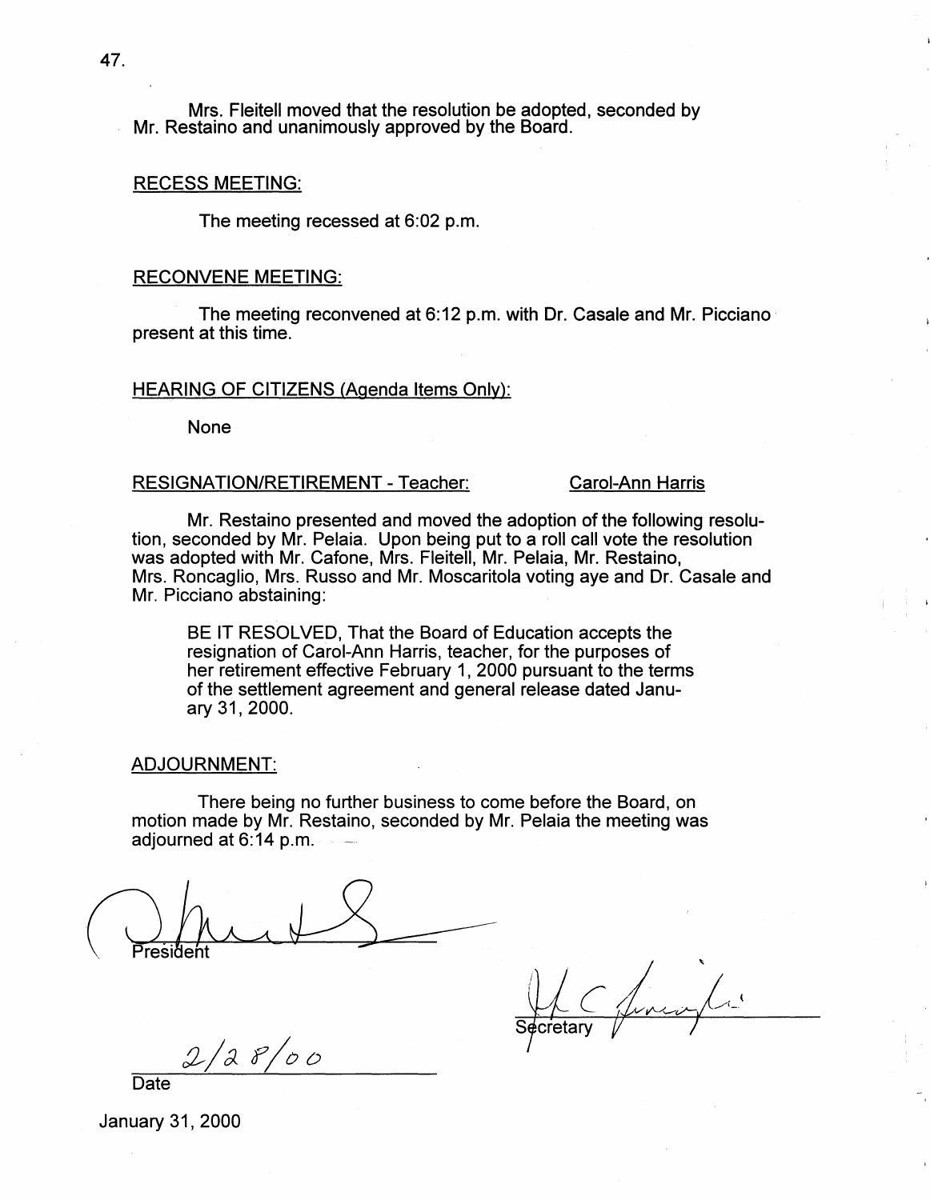Mrs. Fleitell moved that the resolution be adopted, seconded by Mr. Restaino and unanimously approved by the Board.

RECESS MEETING:

The meeting recessed at 6:02 p.m.

RECONVENE MEETING:

The meeting reconvened at 6:12 p.m. with Dr. Casale and Mr. Picciano present at this time.

HEARING OF CITIZENS (Agenda Items Only):

None

RESIGNATION/RETIREMENT - Teacher: Carol-Ann Harris

Mr. Restaino presented and moved the adoption of the following resolution, seconded by Mr. Pelaia. Upon being put to a roll call vote the resolution was adopted with Mr. Cafone, Mrs. Fleitell, Mr. Pelaia, Mr. Restaino, Mrs. Roncaglio, Mrs. Russo and Mr. Moscaritola voting aye and Dr. Casale and Mr. Picciano abstaining:

> BE IT RESOLVED, That the Board of Education accepts the resignation of Carol-Ann Harris, teacher, for the purposes of her retirement effective February 1, 2000 pursuant to the terms of the settlement agreement and general release dated January 31, 2000.

ADJOURNMENT:

There being no further business to come before the Board, on motion made by Mr. Restaino, seconded by Mr. Pelaia the meeting was adjourned at 6:14 p.m.

President

Secretary

2/28/00

Date

January 31, 2000